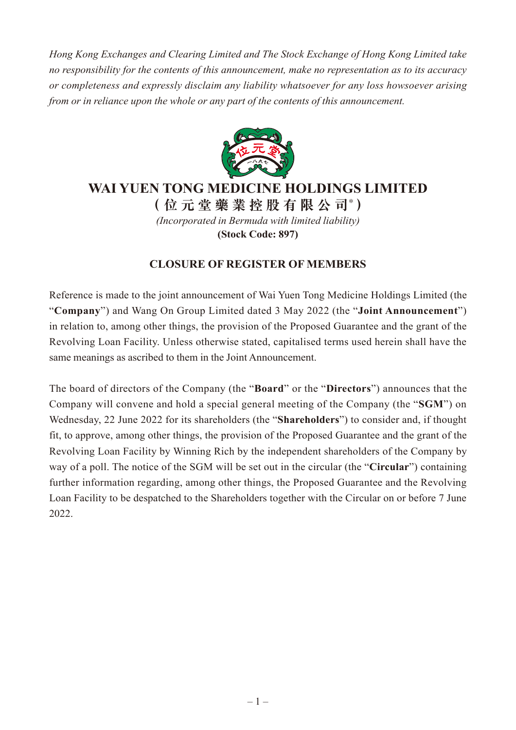*Hong Kong Exchanges and Clearing Limited and The Stock Exchange of Hong Kong Limited take no responsibility for the contents of this announcement, make no representation as to its accuracy or completeness and expressly disclaim any liability whatsoever for any loss howsoever arising from or in reliance upon the whole or any part of the contents of this announcement.*

# WAI YUEN TONG MEDICINE HOLDINGS LIMITED

**(位元堂藥業控股有限公司*)**

*(Incorporated in Bermuda with limited liability)*

**(Stock Code: 897)**

## CLOSURE OF REGISTER OF MEMBERS

Reference is made to the joint announcement of Wai Yuen Tong Medicine Holdings Limited (the "**Company**") and Wang On Group Limited dated 3 May 2022 (the "**Joint Announcement**") in relation to, among other things, the provision of the Proposed Guarantee and the grant of the Revolving Loan Facility. Unless otherwise stated, capitalised terms used herein shall have the same meanings as ascribed to them in the Joint Announcement.

The board of directors of the Company (the "**Board**" or the "**Directors**") announces that the Company will convene and hold a special general meeting of the Company (the "**SGM**") on Wednesday, 22 June 2022 for its shareholders (the "**Shareholders**") to consider and, if thought fit, to approve, among other things, the provision of the Proposed Guarantee and the grant of the Revolving Loan Facility by Winning Rich by the independent shareholders of the Company by way of a poll. The notice of the SGM will be set out in the circular (the "**Circular**") containing further information regarding, among other things, the Proposed Guarantee and the Revolving Loan Facility to be despatched to the Shareholders together with the Circular on or before 7 June 2022.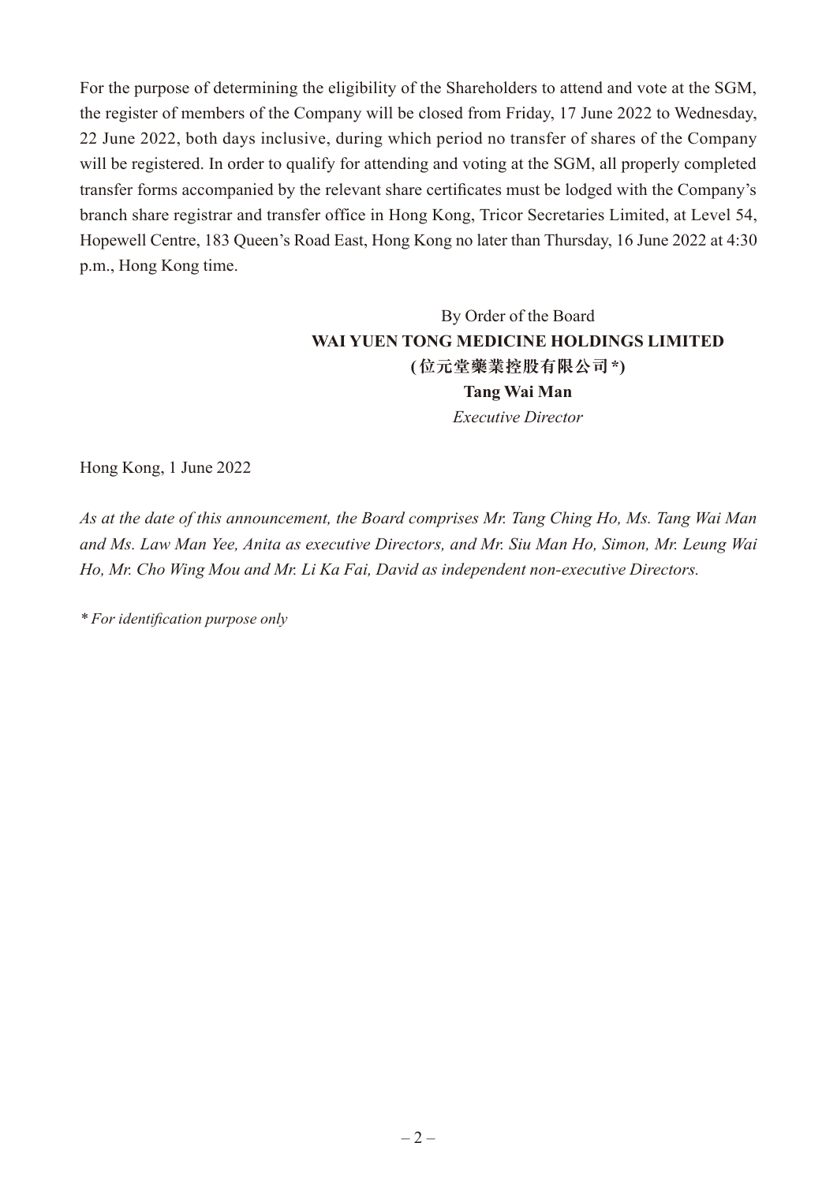For the purpose of determining the eligibility of the Shareholders to attend and vote at the SGM, the register of members of the Company will be closed from Friday, 17 June 2022 to Wednesday, 22 June 2022, both days inclusive, during which period no transfer of shares of the Company will be registered. In order to qualify for attending and voting at the SGM, all properly completed transfer forms accompanied by the relevant share certificates must be lodged with the Company's branch share registrar and transfer office in Hong Kong, Tricor Secretaries Limited, at Level 54, Hopewell Centre, 183 Queen's Road East, Hong Kong no later than Thursday, 16 June 2022 at 4:30 p.m., Hong Kong time.

By Order of the Board
**WAI YUEN TONG MEDICINE HOLDINGS LIMITED**
**(位元堂藥業控股有限公司*)**
**Tang Wai Man**
*Executive Director*

Hong Kong, 1 June 2022

*As at the date of this announcement, the Board comprises Mr. Tang Ching Ho, Ms. Tang Wai Man and Ms. Law Man Yee, Anita as executive Directors, and Mr. Siu Man Ho, Simon, Mr. Leung Wai Ho, Mr. Cho Wing Mou and Mr. Li Ka Fai, David as independent non-executive Directors.*

*\* For identification purpose only*